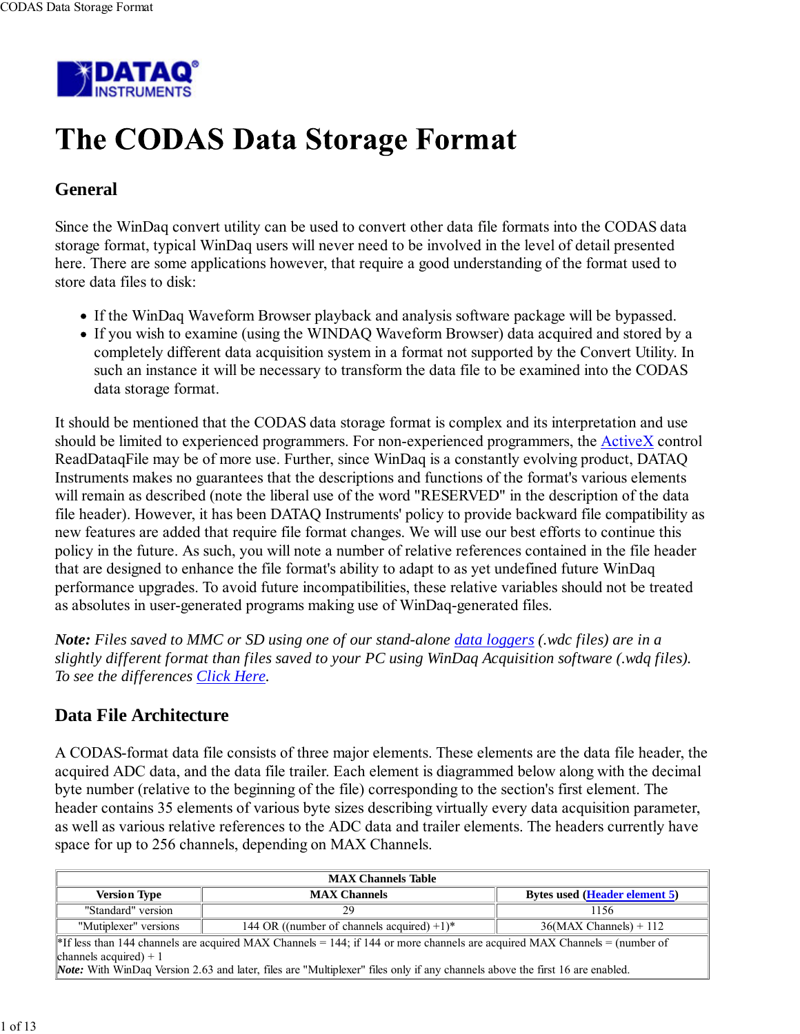# The CODAS Data Storage Format

## General

Since the WinDaq convert utility can be used to convert other data file formats into the CODAS data storage format, typical WinDaq users will never need to be involved in the level of detail presented here. There are some applications however, that require a good understanding of the format used to store data files to disk:

- If the WinDaq Waveform Browser playback and analysis software package will be bypassed.
- If you wish to examine (using the WINDAQ Waveform Browser) data acquired and stored by a completely different data acquisition system in a format not supported by the Convert Utility. In such an instance it will be necessary to transform the data file to be examined into the CODAS data storage format.

It should be mentioned that the CODAS data storage format is complex and its interpretation and use should be limited to experienced programmers. For non-experienced programmers, the ActiveX control ReadDataqFile may be of more use. Further, since WinDaq is a constantly evolving product, DATAQ Instruments makes no guarantees that the descriptions and functions of the format's various elements will remain as described (note the liberal use of the word "RESERVED" in the description of the data file header). However, it has been DATAQ Instruments' policy to provide backward file compatibility as new features are added that require file format changes. We will use our best efforts to continue this policy in the future. As such, you will note a number of relative references contained in the file header that are designed to enhance the file format's ability to adapt to as yet undefined future WinDaq performance upgrades. To avoid future incompatibilities, these relative variables should not be treated as absolutes in user-generated programs making use of WinDaq-generated files.

***Note:*** *Files saved to MMC or SD using one of our stand-alone data loggers (.wdc files) are in a slightly different format than files saved to your PC using WinDaq Acquisition software (.wdq files). To see the differences Click Here.*

## Data File Architecture

A CODAS-format data file consists of three major elements. These elements are the data file header, the acquired ADC data, and the data file trailer. Each element is diagrammed below along with the decimal byte number (relative to the beginning of the file) corresponding to the section's first element. The header contains 35 elements of various byte sizes describing virtually every data acquisition parameter, as well as various relative references to the ADC data and trailer elements. The headers currently have space for up to 256 channels, depending on MAX Channels.

| MAX Channels Table | | |
|---|---|---|
| **Version Type** | **MAX Channels** | **Bytes used (Header element 5)** |
| "Standard" version | 29 | 1156 |
| "Mutiplexer" versions | 144 OR ((number of channels acquired) +1)* | 36(MAX Channels) + 112 |
| *If less than 144 channels are acquired MAX Channels = 144; if 144 or more channels are acquired MAX Channels = (number of channels acquired) + 1<br>***Note:*** With WinDaq Version 2.63 and later, files are "Multiplexer" files only if any channels above the first 16 are enabled. | | |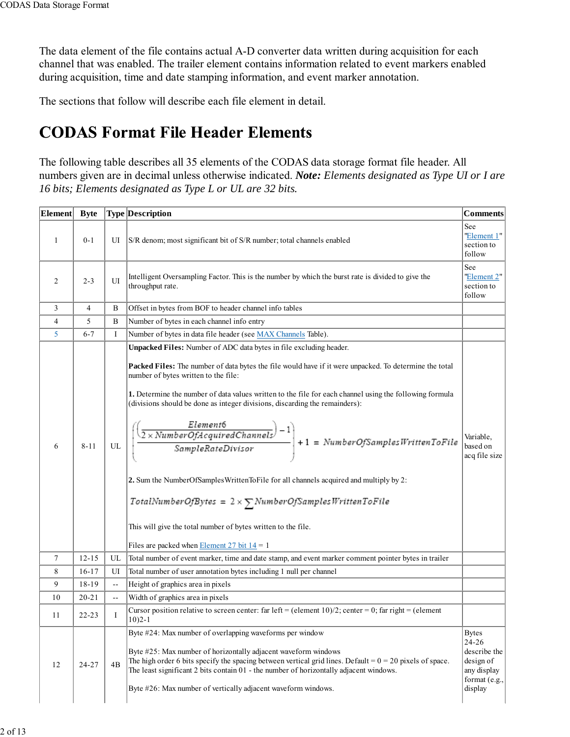The data element of the file contains actual A-D converter data written during acquisition for each channel that was enabled. The trailer element contains information related to event markers enabled during acquisition, time and date stamping information, and event marker annotation.

The sections that follow will describe each file element in detail.

# CODAS Format File Header Elements

The following table describes all 35 elements of the CODAS data storage format file header. All numbers given are in decimal unless otherwise indicated. ***Note:*** *Elements designated as Type UI or I are 16 bits; Elements designated as Type L or UL are 32 bits.*

| Element | Byte | Type | Description | Comments |
|---|---|---|---|---|
| 1 | 0-1 | UI | S/R denom; most significant bit of S/R number; total channels enabled | See "Element 1" section to follow |
| 2 | 2-3 | UI | Intelligent Oversampling Factor. This is the number by which the burst rate is divided to give the throughput rate. | See "Element 2" section to follow |
| 3 | 4 | B | Offset in bytes from BOF to header channel info tables | |
| 4 | 5 | B | Number of bytes in each channel info entry | |
| 5 | 6-7 | I | Number of bytes in data file header (see MAX Channels Table). | |
| 6 | 8-11 | UL | **Unpacked Files:** Number of ADC data bytes in file excluding header.<br><br>**Packed Files:** The number of data bytes the file would have if it were unpacked. To determine the total number of bytes written to the file:<br><br>**1.** Determine the number of data values written to the file for each channel using the following formula (divisions should be done as integer divisions, discarding the remainders):<br><br>$\left(\frac{\left(\frac{Element6}{2 \times NumberOfAcquiredChannels}\right) - 1}{SampleRateDivisor}\right) + 1 = NumberOfSamplesWrittenToFile$<br><br>**2.** Sum the NumberOfSamplesWrittenToFile for all channels acquired and multiply by 2:<br><br>$TotalNumberOfBytes = 2 \times \sum NumberOfSamplesWrittenToFile$<br><br>This will give the total number of bytes written to the file.<br><br>Files are packed when Element 27 bit 14 = 1 | Variable, based on acq file size |
| 7 | 12-15 | UL | Total number of event marker, time and date stamp, and event marker comment pointer bytes in trailer | |
| 8 | 16-17 | UI | Total number of user annotation bytes including 1 null per channel | |
| 9 | 18-19 | -- | Height of graphics area in pixels | |
| 10 | 20-21 | -- | Width of graphics area in pixels | |
| 11 | 22-23 | I | Cursor position relative to screen center: far left = (element 10)/2; center = 0; far right = (element 10)2-1 | |
| 12 | 24-27 | 4B | Byte #24: Max number of overlapping waveforms per window<br><br>Byte #25: Max number of horizontally adjacent waveform windows<br>The high order 6 bits specify the spacing between vertical grid lines. Default = 0 = 20 pixels of space.<br>The least significant 2 bits contain 01 - the number of horizontally adjacent windows.<br><br>Byte #26: Max number of vertically adjacent waveform windows. | Bytes 24-26 describe the design of any display format (e.g., display |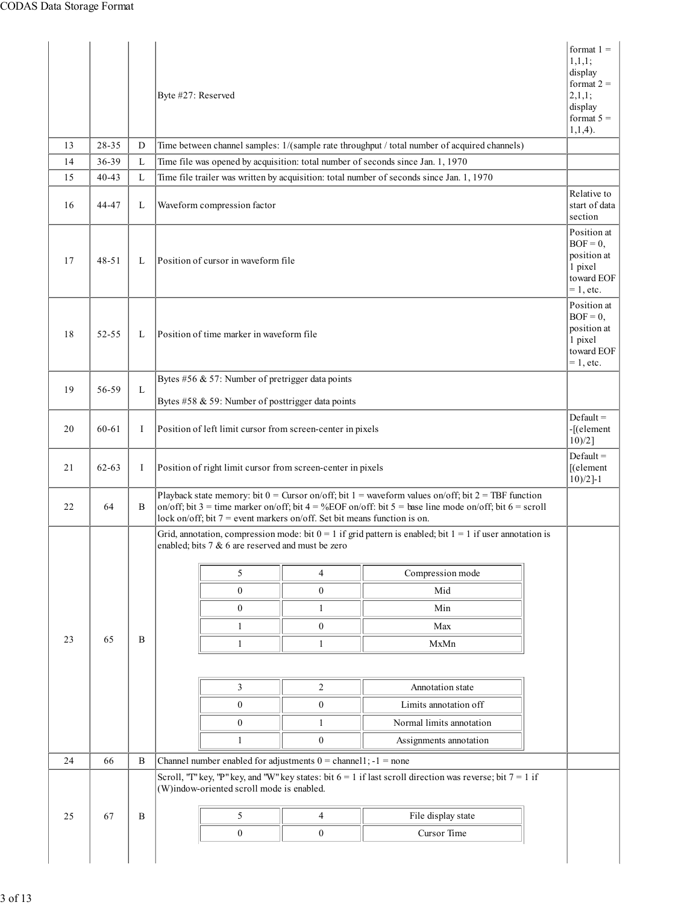| | | | | |
|---|---|---|---|---|
| | | | Byte #27: Reserved | format 1 = 1,1,1; display format 2 = 2,1,1; display format 5 = 1,1,4). |
| 13 | 28-35 | D | Time between channel samples: 1/(sample rate throughput / total number of acquired channels) | |
| 14 | 36-39 | L | Time file was opened by acquisition: total number of seconds since Jan. 1, 1970 | |
| 15 | 40-43 | L | Time file trailer was written by acquisition: total number of seconds since Jan. 1, 1970 | |
| 16 | 44-47 | L | Waveform compression factor | Relative to start of data section |
| 17 | 48-51 | L | Position of cursor in waveform file | Position at BOF = 0, position at 1 pixel toward EOF = 1, etc. |
| 18 | 52-55 | L | Position of time marker in waveform file | Position at BOF = 0, position at 1 pixel toward EOF = 1, etc. |
| 19 | 56-59 | L | Bytes #56 & 57: Number of pretrigger data points<br><br>Bytes #58 & 59: Number of posttrigger data points | |
| 20 | 60-61 | I | Position of left limit cursor from screen-center in pixels | Default = -[(element 10)/2] |
| 21 | 62-63 | I | Position of right limit cursor from screen-center in pixels | Default = [(element 10)/2]-1 |
| 22 | 64 | B | Playback state memory: bit 0 = Cursor on/off; bit 1 = waveform values on/off; bit 2 = TBF function on/off; bit 3 = time marker on/off; bit 4 = %EOF on/off: bit 5 = base line mode on/off; bit 6 = scroll lock on/off; bit 7 = event markers on/off. Set bit means function is on. | |
| 23 | 65 | B | Grid, annotation, compression mode: bit 0 = 1 if grid pattern is enabled; bit 1 = 1 if user annotation is enabled; bits 7 & 6 are reserved and must be zero<br><br>5 / 4 / Compression mode:<br>0 / 0 / Mid<br>0 / 1 / Min<br>1 / 0 / Max<br>1 / 1 / MxMn<br><br>3 / 2 / Annotation state:<br>0 / 0 / Limits annotation off<br>0 / 1 / Normal limits annotation<br>1 / 0 / Assignments annotation | |
| 24 | 66 | B | Channel number enabled for adjustments 0 = channel1; -1 = none | |
| 25 | 67 | B | Scroll, "T" key, "P" key, and "W" key states: bit 6 = 1 if last scroll direction was reverse; bit 7 = 1 if (W)indow-oriented scroll mode is enabled.<br><br>5 / 4 / File display state:<br>0 / 0 / Cursor Time | |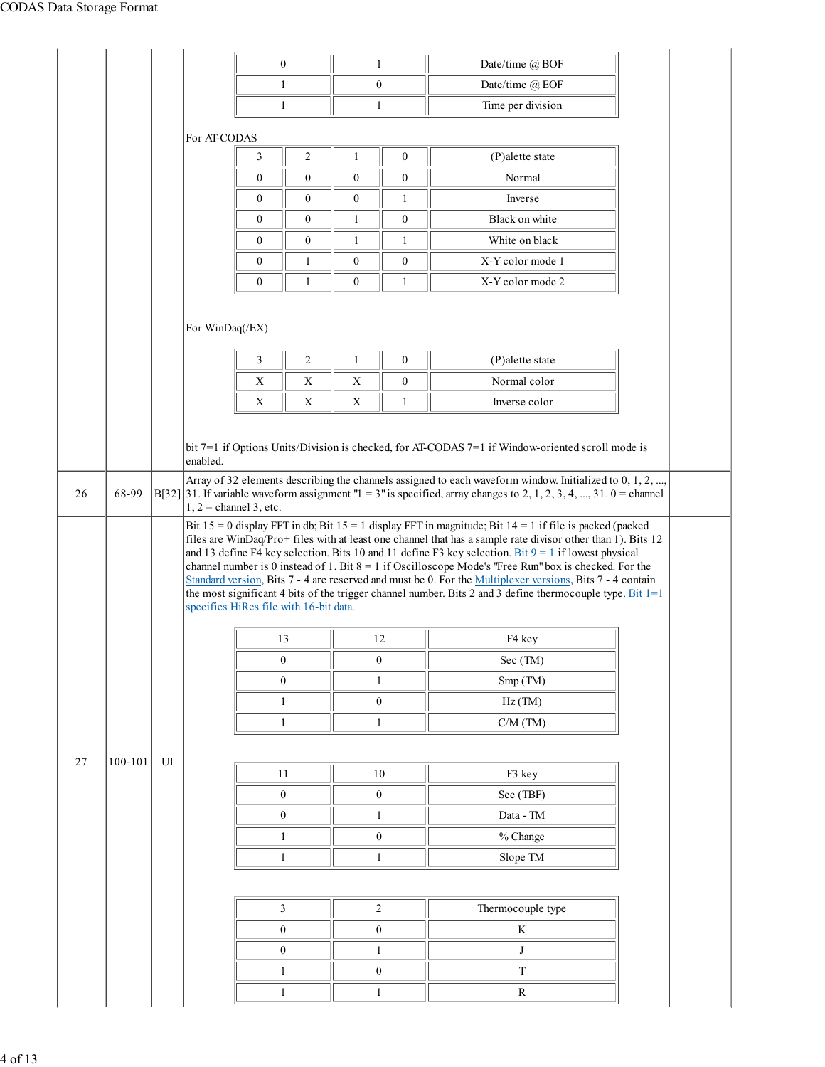| 0 | 1 | Date/time @ BOF |
|---|---|---|
| 1 | 0 | Date/time @ EOF |
| 1 | 1 | Time per division |

For AT-CODAS

| 3 | 2 | 1 | 0 | (P)alette state |
|---|---|---|---|---|
| 0 | 0 | 0 | 0 | Normal |
| 0 | 0 | 0 | 1 | Inverse |
| 0 | 0 | 1 | 0 | Black on white |
| 0 | 0 | 1 | 1 | White on black |
| 0 | 1 | 0 | 0 | X-Y color mode 1 |
| 0 | 1 | 0 | 1 | X-Y color mode 2 |

For WinDaq(/EX)

| 3 | 2 | 1 | 0 | (P)alette state |
|---|---|---|---|---|
| X | X | X | 0 | Normal color |
| X | X | X | 1 | Inverse color |

bit 7=1 if Options Units/Division is checked, for AT-CODAS 7=1 if Window-oriented scroll mode is enabled.

| 26 | 68-99 | B[32] | Array of 32 elements describing the channels assigned to each waveform window. Initialized to 0, 1, 2, ..., 31. If variable waveform assignment "1 = 3" is specified, array changes to 2, 1, 2, 3, 4, ..., 31. 0 = channel 1, 2 = channel 3, etc. | |
|---|---|---|---|---|

**27 | 100-101 | UI**

Bit 15 = 0 display FFT in db; Bit 15 = 1 display FFT in magnitude; Bit 14 = 1 if file is packed (packed files are WinDaq/Pro+ files with at least one channel that has a sample rate divisor other than 1). Bits 12 and 13 define F4 key selection. Bits 10 and 11 define F3 key selection. Bit 9 = 1 if lowest physical channel number is 0 instead of 1. Bit 8 = 1 if Oscilloscope Mode's "Free Run" box is checked. For the Standard version, Bits 7 - 4 are reserved and must be 0. For the Multiplexer versions, Bits 7 - 4 contain the most significant 4 bits of the trigger channel number. Bits 2 and 3 define thermocouple type. Bit 1=1 specifies HiRes file with 16-bit data.

| 13 | 12 | F4 key |
|---|---|---|
| 0 | 0 | Sec (TM) |
| 0 | 1 | Smp (TM) |
| 1 | 0 | Hz (TM) |
| 1 | 1 | C/M (TM) |

| 11 | 10 | F3 key |
|---|---|---|
| 0 | 0 | Sec (TBF) |
| 0 | 1 | Data - TM |
| 1 | 0 | % Change |
| 1 | 1 | Slope TM |

| 3 | 2 | Thermocouple type |
|---|---|---|
| 0 | 0 | K |
| 0 | 1 | J |
| 1 | 0 | T |
| 1 | 1 | R |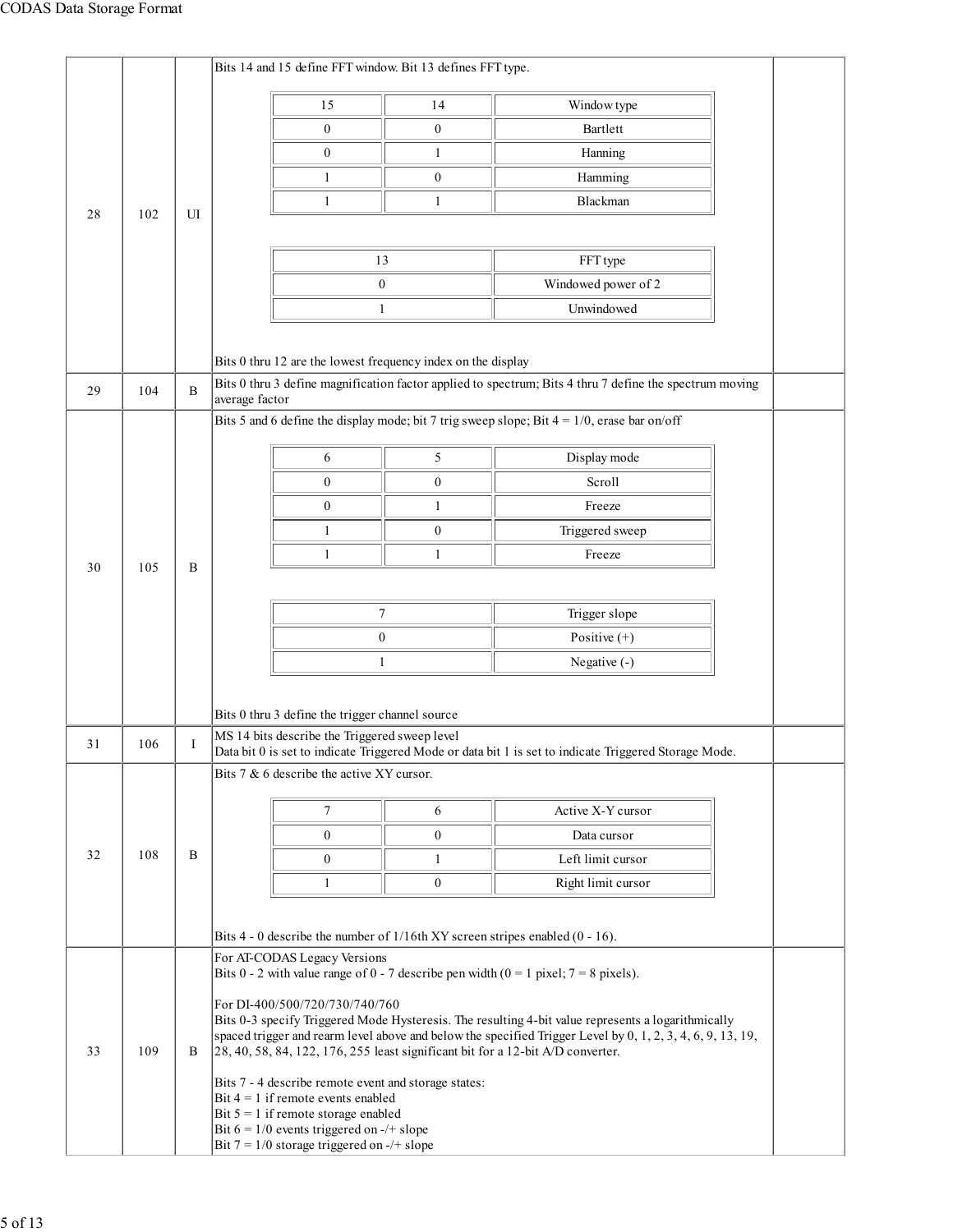| 28 | 102 | UI | Bits 14 and 15 define FFT window. Bit 13 defines FFT type.<br><br>15 / 14 / Window type<br>0 / 0 / Bartlett<br>0 / 1 / Hanning<br>1 / 0 / Hamming<br>1 / 1 / Blackman<br><br>13 / FFT type<br>0 / Windowed power of 2<br>1 / Unwindowed<br><br>Bits 0 thru 12 are the lowest frequency index on the display | |
|---|---|---|---|---|
| 29 | 104 | B | Bits 0 thru 3 define magnification factor applied to spectrum; Bits 4 thru 7 define the spectrum moving average factor | |
| 30 | 105 | B | Bits 5 and 6 define the display mode; bit 7 trig sweep slope; Bit 4 = 1/0, erase bar on/off<br><br>6 / 5 / Display mode<br>0 / 0 / Scroll<br>0 / 1 / Freeze<br>1 / 0 / Triggered sweep<br>1 / 1 / Freeze<br><br>7 / Trigger slope<br>0 / Positive (+)<br>1 / Negative (-)<br><br>Bits 0 thru 3 define the trigger channel source | |
| 31 | 106 | I | MS 14 bits describe the Triggered sweep level<br>Data bit 0 is set to indicate Triggered Mode or data bit 1 is set to indicate Triggered Storage Mode. | |
| 32 | 108 | B | Bits 7 & 6 describe the active XY cursor.<br><br>7 / 6 / Active X-Y cursor<br>0 / 0 / Data cursor<br>0 / 1 / Left limit cursor<br>1 / 0 / Right limit cursor<br><br>Bits 4 - 0 describe the number of 1/16th XY screen stripes enabled (0 - 16). | |
| 33 | 109 | B | For AT-CODAS Legacy Versions<br>Bits 0 - 2 with value range of 0 - 7 describe pen width (0 = 1 pixel; 7 = 8 pixels).<br><br>For DI-400/500/720/730/740/760<br>Bits 0-3 specify Triggered Mode Hysteresis. The resulting 4-bit value represents a logarithmically spaced trigger and rearm level above and below the specified Trigger Level by 0, 1, 2, 3, 4, 6, 9, 13, 19, 28, 40, 58, 84, 122, 176, 255 least significant bit for a 12-bit A/D converter.<br><br>Bits 7 - 4 describe remote event and storage states:<br>Bit 4 = 1 if remote events enabled<br>Bit 5 = 1 if remote storage enabled<br>Bit 6 = 1/0 events triggered on -/+ slope<br>Bit 7 = 1/0 storage triggered on -/+ slope | |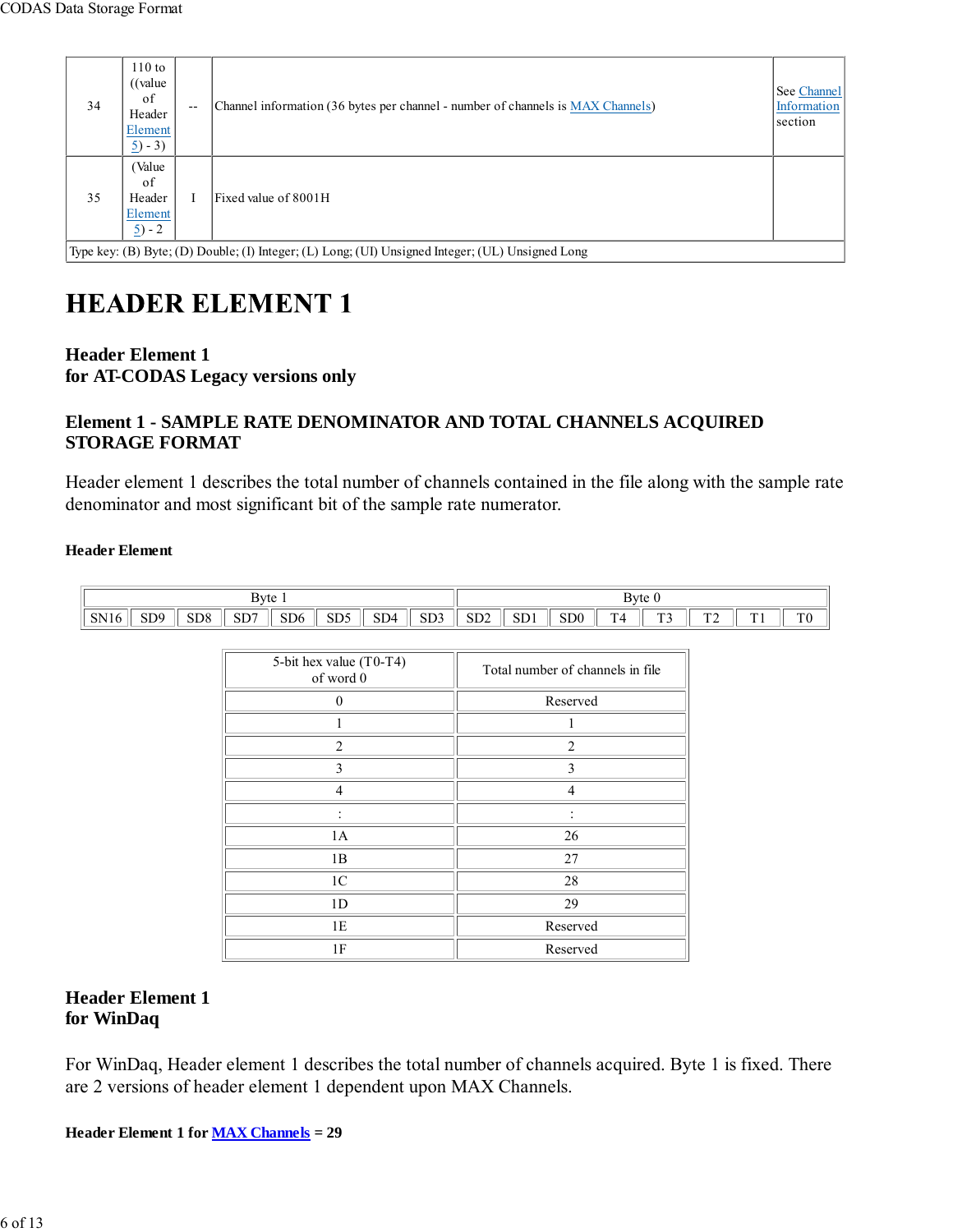| 34 | 110 to ((value of Header Element 5) - 3) | -- | Channel information (36 bytes per channel - number of channels is MAX Channels) | See Channel Information section |
|---|---|---|---|---|
| 35 | (Value of Header Element 5) - 2 | I | Fixed value of 8001H | |
| Type key: (B) Byte; (D) Double; (I) Integer; (L) Long; (UI) Unsigned Integer; (UL) Unsigned Long | | | | |

# HEADER ELEMENT 1

### Header Element 1
### for AT-CODAS Legacy versions only

### Element 1 - SAMPLE RATE DENOMINATOR AND TOTAL CHANNELS ACQUIRED STORAGE FORMAT

Header element 1 describes the total number of channels contained in the file along with the sample rate denominator and most significant bit of the sample rate numerator.

**Header Element**

| Byte 1 | | | | | | | | Byte 0 | | | | | | | |
|---|---|---|---|---|---|---|---|---|---|---|---|---|---|---|---|
| SN16 | SD9 | SD8 | SD7 | SD6 | SD5 | SD4 | SD3 | SD2 | SD1 | SD0 | T4 | T3 | T2 | T1 | T0 |

| 5-bit hex value (T0-T4) of word 0 | Total number of channels in file |
|---|---|
| 0 | Reserved |
| 1 | 1 |
| 2 | 2 |
| 3 | 3 |
| 4 | 4 |
| : | : |
| 1A | 26 |
| 1B | 27 |
| 1C | 28 |
| 1D | 29 |
| 1E | Reserved |
| 1F | Reserved |

### Header Element 1
### for WinDaq

For WinDaq, Header element 1 describes the total number of channels acquired. Byte 1 is fixed. There are 2 versions of header element 1 dependent upon MAX Channels.

**Header Element 1 for MAX Channels = 29**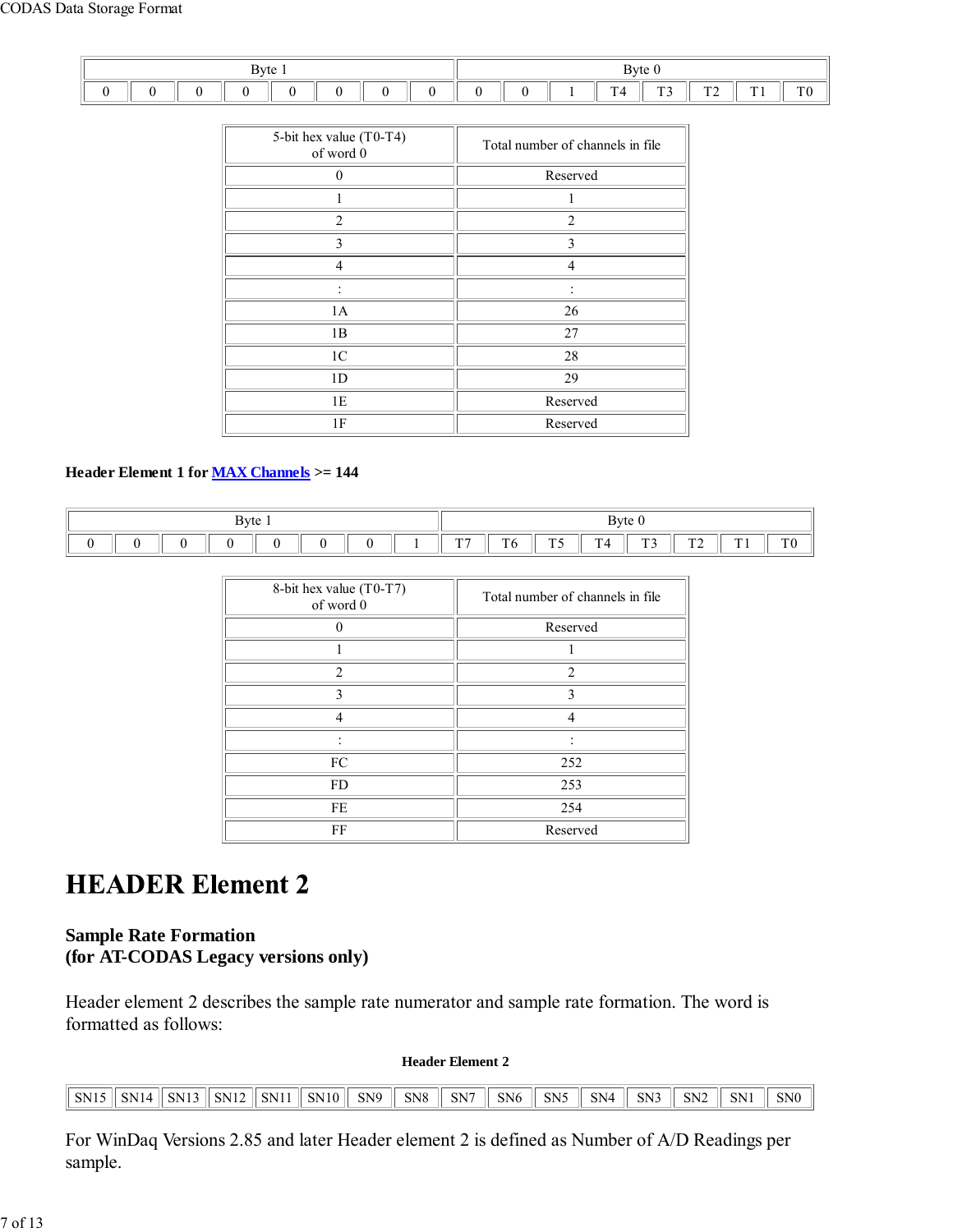| Byte 1 | | | | | | | | Byte 0 | | | | | | | |
|---|---|---|---|---|---|---|---|---|---|---|---|---|---|---|---|
| 0 | 0 | 0 | 0 | 0 | 0 | 0 | 0 | 0 | 0 | 1 | T4 | T3 | T2 | T1 | T0 |

| 5-bit hex value (T0-T4) of word 0 | Total number of channels in file |
|---|---|
| 0 | Reserved |
| 1 | 1 |
| 2 | 2 |
| 3 | 3 |
| 4 | 4 |
| : | : |
| 1A | 26 |
| 1B | 27 |
| 1C | 28 |
| 1D | 29 |
| 1E | Reserved |
| 1F | Reserved |

**Header Element 1 for MAX Channels >= 144**

| Byte 1 | | | | | | | | Byte 0 | | | | | | | |
|---|---|---|---|---|---|---|---|---|---|---|---|---|---|---|---|
| 0 | 0 | 0 | 0 | 0 | 0 | 0 | 1 | T7 | T6 | T5 | T4 | T3 | T2 | T1 | T0 |

| 8-bit hex value (T0-T7) of word 0 | Total number of channels in file |
|---|---|
| 0 | Reserved |
| 1 | 1 |
| 2 | 2 |
| 3 | 3 |
| 4 | 4 |
| : | : |
| FC | 252 |
| FD | 253 |
| FE | 254 |
| FF | Reserved |

# HEADER Element 2

**Sample Rate Formation**
**(for AT-CODAS Legacy versions only)**

Header element 2 describes the sample rate numerator and sample rate formation. The word is formatted as follows:

**Header Element 2**

| SN15 | SN14 | SN13 | SN12 | SN11 | SN10 | SN9 | SN8 | SN7 | SN6 | SN5 | SN4 | SN3 | SN2 | SN1 | SN0 |
|---|---|---|---|---|---|---|---|---|---|---|---|---|---|---|---|

For WinDaq Versions 2.85 and later Header element 2 is defined as Number of A/D Readings per sample.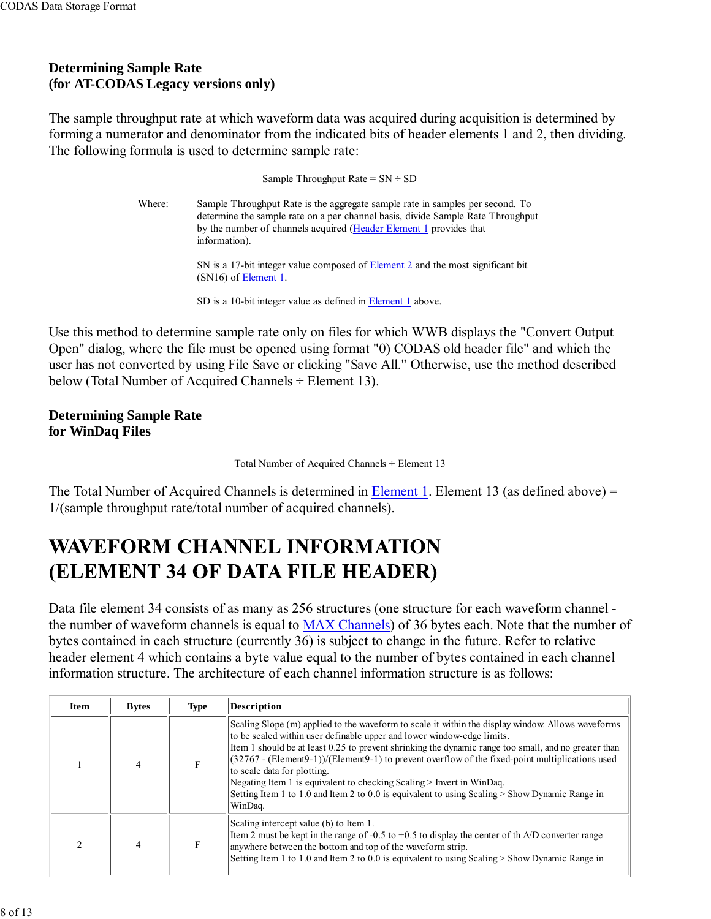### Determining Sample Rate
### (for AT-CODAS Legacy versions only)

The sample throughput rate at which waveform data was acquired during acquisition is determined by forming a numerator and denominator from the indicated bits of header elements 1 and 2, then dividing. The following formula is used to determine sample rate:

Sample Throughput Rate = SN ÷ SD

Where: Sample Throughput Rate is the aggregate sample rate in samples per second. To determine the sample rate on a per channel basis, divide Sample Rate Throughput by the number of channels acquired (Header Element 1 provides that information).

SN is a 17-bit integer value composed of Element 2 and the most significant bit (SN16) of Element 1.

SD is a 10-bit integer value as defined in Element 1 above.

Use this method to determine sample rate only on files for which WWB displays the "Convert Output Open" dialog, where the file must be opened using format "0) CODAS old header file" and which the user has not converted by using File Save or clicking "Save All." Otherwise, use the method described below (Total Number of Acquired Channels ÷ Element 13).

### Determining Sample Rate
### for WinDaq Files

Total Number of Acquired Channels ÷ Element 13

The Total Number of Acquired Channels is determined in Element 1. Element 13 (as defined above) = 1/(sample throughput rate/total number of acquired channels).

# WAVEFORM CHANNEL INFORMATION (ELEMENT 34 OF DATA FILE HEADER)

Data file element 34 consists of as many as 256 structures (one structure for each waveform channel - the number of waveform channels is equal to MAX Channels) of 36 bytes each. Note that the number of bytes contained in each structure (currently 36) is subject to change in the future. Refer to relative header element 4 which contains a byte value equal to the number of bytes contained in each channel information structure. The architecture of each channel information structure is as follows:

| Item | Bytes | Type | Description |
|---|---|---|---|
| 1 | 4 | F | Scaling Slope (m) applied to the waveform to scale it within the display window. Allows waveforms to be scaled within user definable upper and lower window-edge limits.<br>Item 1 should be at least 0.25 to prevent shrinking the dynamic range too small, and no greater than (32767 - (Element9-1))/(Element9-1) to prevent overflow of the fixed-point multiplications used to scale data for plotting.<br>Negating Item 1 is equivalent to checking Scaling > Invert in WinDaq.<br>Setting Item 1 to 1.0 and Item 2 to 0.0 is equivalent to using Scaling > Show Dynamic Range in WinDaq. |
| 2 | 4 | F | Scaling intercept value (b) to Item 1.<br>Item 2 must be kept in the range of -0.5 to +0.5 to display the center of th A/D converter range anywhere between the bottom and top of the waveform strip.<br>Setting Item 1 to 1.0 and Item 2 to 0.0 is equivalent to using Scaling > Show Dynamic Range in |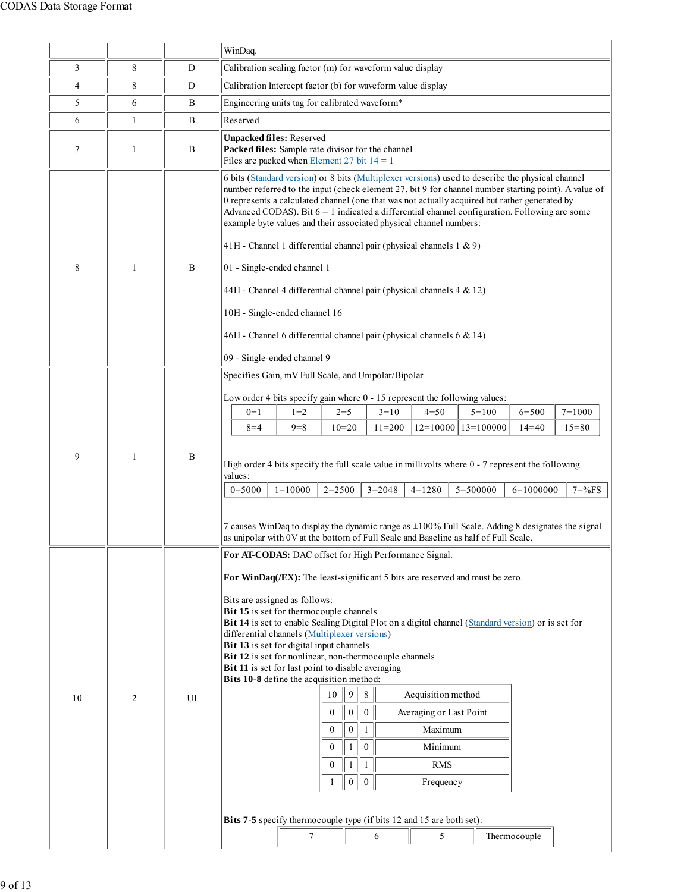| | | | WinDaq. |
|---|---|---|---|
| 3 | 8 | D | Calibration scaling factor (m) for waveform value display |
| 4 | 8 | D | Calibration Intercept factor (b) for waveform value display |
| 5 | 6 | B | Engineering units tag for calibrated waveform* |
| 6 | 1 | B | Reserved |
| 7 | 1 | B | **Unpacked files:** Reserved<br>**Packed files:** Sample rate divisor for the channel<br>Files are packed when Element 27 bit 14 = 1 |
| 8 | 1 | B | 6 bits (Standard version) or 8 bits (Multiplexer versions) used to describe the physical channel number referred to the input (check element 27, bit 9 for channel number starting point). A value of 0 represents a calculated channel (one that was not actually acquired but rather generated by Advanced CODAS). Bit 6 = 1 indicated a differential channel configuration. Following are some example byte values and their associated physical channel numbers:<br><br>41H - Channel 1 differential channel pair (physical channels 1 & 9)<br><br>01 - Single-ended channel 1<br><br>44H - Channel 4 differential channel pair (physical channels 4 & 12)<br><br>10H - Single-ended channel 16<br><br>46H - Channel 6 differential channel pair (physical channels 6 & 14)<br><br>09 - Single-ended channel 9 |
| 9 | 1 | B | Specifies Gain, mV Full Scale, and Unipolar/Bipolar<br><br>Low order 4 bits specify gain where 0 - 15 represent the following values:<br>0=1, 1=2, 2=5, 3=10, 4=50, 5=100, 6=500, 7=1000<br>8=4, 9=8, 10=20, 11=200, 12=10000, 13=100000, 14=40, 15=80<br><br>High order 4 bits specify the full scale value in millivolts where 0 - 7 represent the following values:<br>0=5000, 1=10000, 2=2500, 3=2048, 4=1280, 5=500000, 6=1000000, 7=%FS<br><br>7 causes WinDaq to display the dynamic range as ±100% Full Scale. Adding 8 designates the signal as unipolar with 0V at the bottom of Full Scale and Baseline as half of Full Scale. |
| 10 | 2 | UI | **For AT-CODAS:** DAC offset for High Performance Signal.<br><br>**For WinDaq(/EX):** The least-significant 5 bits are reserved and must be zero.<br><br>Bits are assigned as follows:<br>**Bit 15** is set for thermocouple channels<br>**Bit 14** is set to enable Scaling Digital Plot on a digital channel (Standard version) or is set for differential channels (Multiplexer versions)<br>**Bit 13** is set for digital input channels<br>**Bit 12** is set for nonlinear, non-thermocouple channels<br>**Bit 11** is set for last point to disable averaging<br>**Bits 10-8** define the acquisition method:<br>10 9 8 – Acquisition method<br>0 0 0 – Averaging or Last Point<br>0 0 1 – Maximum<br>0 1 0 – Minimum<br>0 1 1 – RMS<br>1 0 0 – Frequency<br><br>**Bits 7-5** specify thermocouple type (if bits 12 and 15 are both set):<br>7 6 5 – Thermocouple |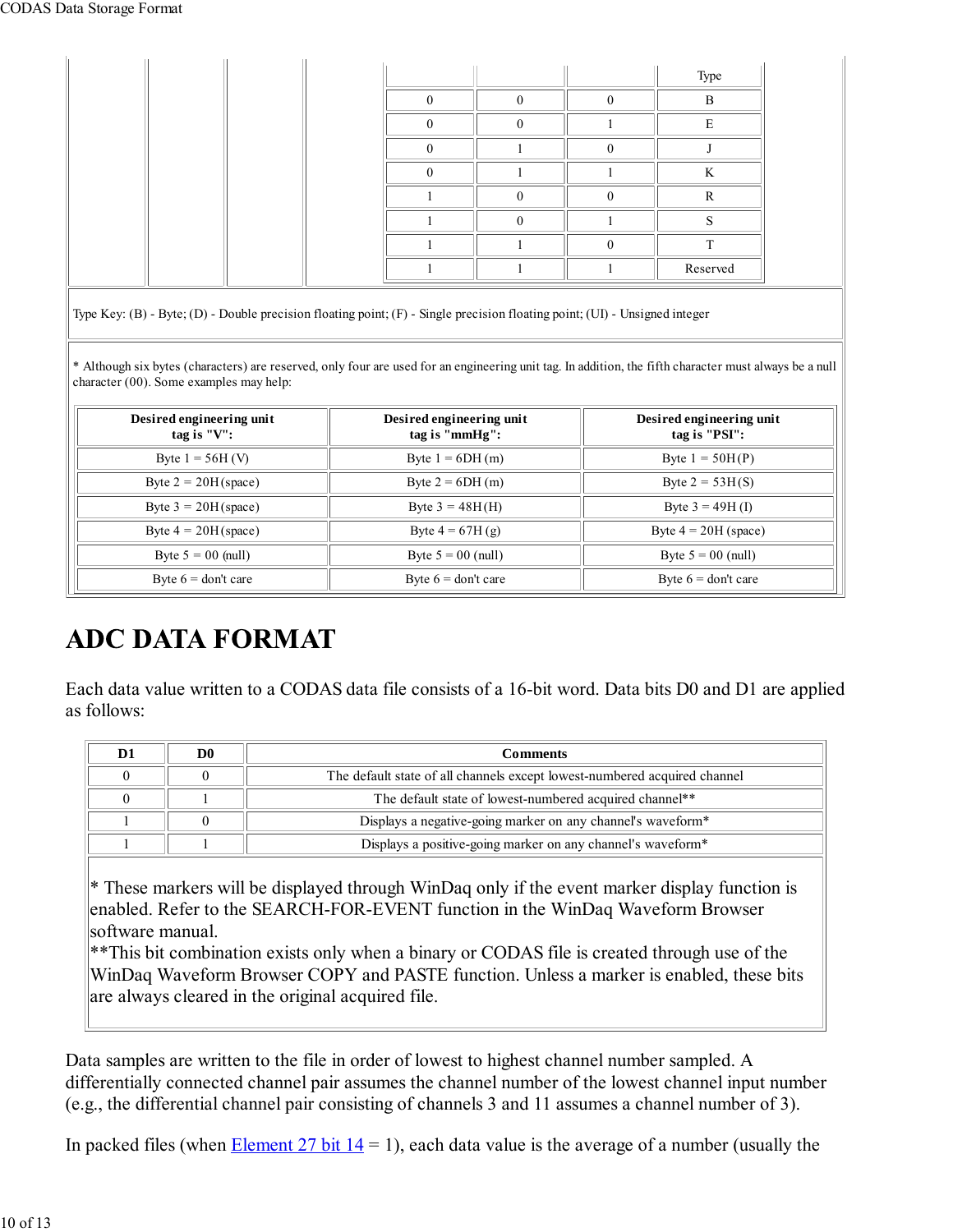| | | | Type |
|---|---|---|---|
| 0 | 0 | 0 | B |
| 0 | 0 | 1 | E |
| 0 | 1 | 0 | J |
| 0 | 1 | 1 | K |
| 1 | 0 | 0 | R |
| 1 | 0 | 1 | S |
| 1 | 1 | 0 | T |
| 1 | 1 | 1 | Reserved |

Type Key: (B) - Byte; (D) - Double precision floating point; (F) - Single precision floating point; (UI) - Unsigned integer

* Although six bytes (characters) are reserved, only four are used for an engineering unit tag. In addition, the fifth character must always be a null character (00). Some examples may help:

| Desired engineering unit tag is "V": | Desired engineering unit tag is "mmHg": | Desired engineering unit tag is "PSI": |
|---|---|---|
| Byte 1 = 56H (V) | Byte 1 = 6DH (m) | Byte 1 = 50H (P) |
| Byte 2 = 20H (space) | Byte 2 = 6DH (m) | Byte 2 = 53H (S) |
| Byte 3 = 20H (space) | Byte 3 = 48H (H) | Byte 3 = 49H (I) |
| Byte 4 = 20H (space) | Byte 4 = 67H (g) | Byte 4 = 20H (space) |
| Byte 5 = 00 (null) | Byte 5 = 00 (null) | Byte 5 = 00 (null) |
| Byte 6 = don't care | Byte 6 = don't care | Byte 6 = don't care |

# ADC DATA FORMAT

Each data value written to a CODAS data file consists of a 16-bit word. Data bits D0 and D1 are applied as follows:

| D1 | D0 | Comments |
|---|---|---|
| 0 | 0 | The default state of all channels except lowest-numbered acquired channel |
| 0 | 1 | The default state of lowest-numbered acquired channel** |
| 1 | 0 | Displays a negative-going marker on any channel's waveform* |
| 1 | 1 | Displays a positive-going marker on any channel's waveform* |

* These markers will be displayed through WinDaq only if the event marker display function is enabled. Refer to the SEARCH-FOR-EVENT function in the WinDaq Waveform Browser software manual.
**This bit combination exists only when a binary or CODAS file is created through use of the WinDaq Waveform Browser COPY and PASTE function. Unless a marker is enabled, these bits are always cleared in the original acquired file.

Data samples are written to the file in order of lowest to highest channel number sampled. A differentially connected channel pair assumes the channel number of the lowest channel input number (e.g., the differential channel pair consisting of channels 3 and 11 assumes a channel number of 3).

In packed files (when Element 27 bit 14 = 1), each data value is the average of a number (usually the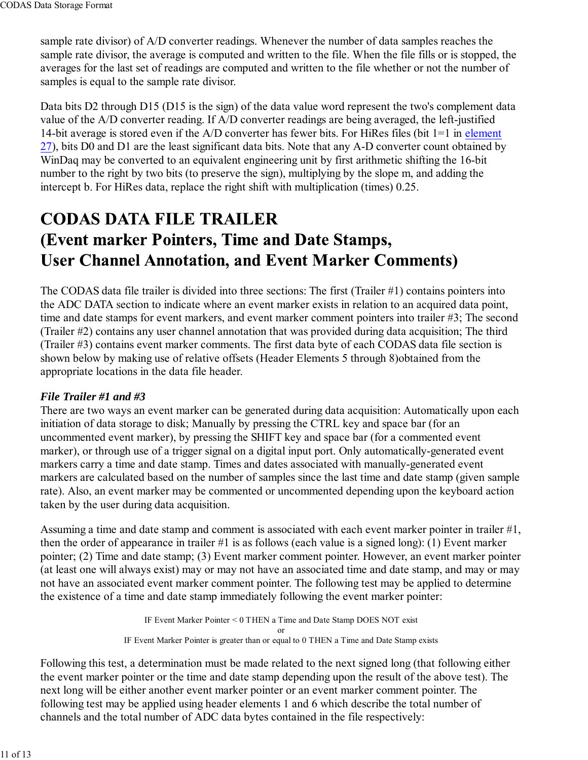sample rate divisor) of A/D converter readings. Whenever the number of data samples reaches the sample rate divisor, the average is computed and written to the file. When the file fills or is stopped, the averages for the last set of readings are computed and written to the file whether or not the number of samples is equal to the sample rate divisor.

Data bits D2 through D15 (D15 is the sign) of the data value word represent the two's complement data value of the A/D converter reading. If A/D converter readings are being averaged, the left-justified 14-bit average is stored even if the A/D converter has fewer bits. For HiRes files (bit 1=1 in element 27), bits D0 and D1 are the least significant data bits. Note that any A-D converter count obtained by WinDaq may be converted to an equivalent engineering unit by first arithmetic shifting the 16-bit number to the right by two bits (to preserve the sign), multiplying by the slope m, and adding the intercept b. For HiRes data, replace the right shift with multiplication (times) 0.25.

# CODAS DATA FILE TRAILER
# (Event marker Pointers, Time and Date Stamps, User Channel Annotation, and Event Marker Comments)

The CODAS data file trailer is divided into three sections: The first (Trailer #1) contains pointers into the ADC DATA section to indicate where an event marker exists in relation to an acquired data point, time and date stamps for event markers, and event marker comment pointers into trailer #3; The second (Trailer #2) contains any user channel annotation that was provided during data acquisition; The third (Trailer #3) contains event marker comments. The first data byte of each CODAS data file section is shown below by making use of relative offsets (Header Elements 5 through 8)obtained from the appropriate locations in the data file header.

***File Trailer #1 and #3***

There are two ways an event marker can be generated during data acquisition: Automatically upon each initiation of data storage to disk; Manually by pressing the CTRL key and space bar (for an uncommented event marker), by pressing the SHIFT key and space bar (for a commented event marker), or through use of a trigger signal on a digital input port. Only automatically-generated event markers carry a time and date stamp. Times and dates associated with manually-generated event markers are calculated based on the number of samples since the last time and date stamp (given sample rate). Also, an event marker may be commented or uncommented depending upon the keyboard action taken by the user during data acquisition.

Assuming a time and date stamp and comment is associated with each event marker pointer in trailer #1, then the order of appearance in trailer #1 is as follows (each value is a signed long): (1) Event marker pointer; (2) Time and date stamp; (3) Event marker comment pointer. However, an event marker pointer (at least one will always exist) may or may not have an associated time and date stamp, and may or may not have an associated event marker comment pointer. The following test may be applied to determine the existence of a time and date stamp immediately following the event marker pointer:

IF Event Marker Pointer < 0 THEN a Time and Date Stamp DOES NOT exist
or
IF Event Marker Pointer is greater than or equal to 0 THEN a Time and Date Stamp exists

Following this test, a determination must be made related to the next signed long (that following either the event marker pointer or the time and date stamp depending upon the result of the above test). The next long will be either another event marker pointer or an event marker comment pointer. The following test may be applied using header elements 1 and 6 which describe the total number of channels and the total number of ADC data bytes contained in the file respectively: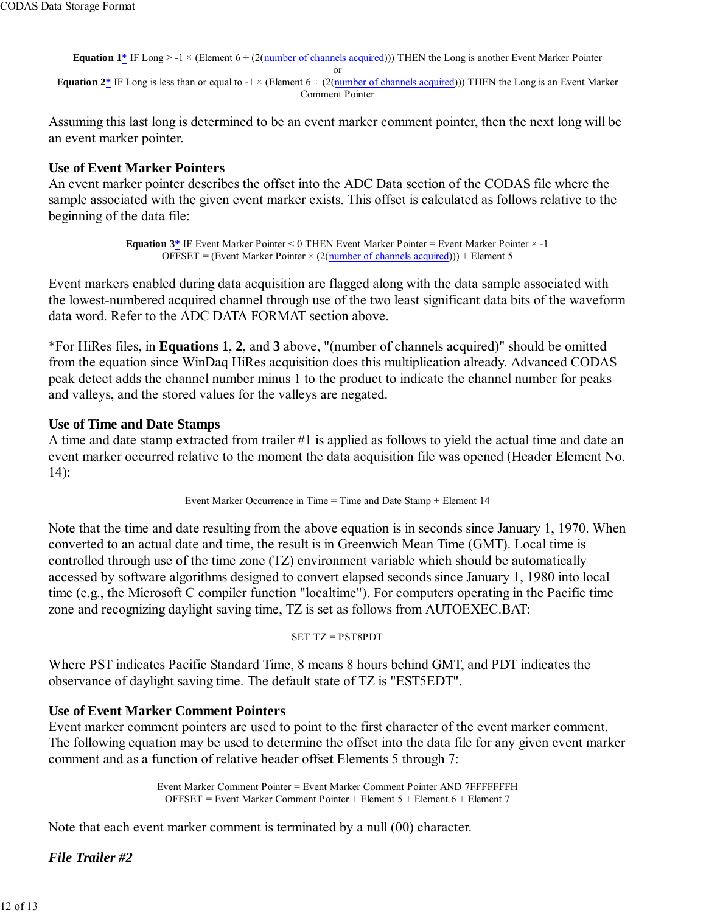**Equation 1*** IF Long > -1 × (Element 6 ÷ (2(number of channels acquired))) THEN the Long is another Event Marker Pointer
or
**Equation 2*** IF Long is less than or equal to -1 × (Element 6 ÷ (2(number of channels acquired))) THEN the Long is an Event Marker Comment Pointer

Assuming this last long is determined to be an event marker comment pointer, then the next long will be an event marker pointer.

### Use of Event Marker Pointers

An event marker pointer describes the offset into the ADC Data section of the CODAS file where the sample associated with the given event marker exists. This offset is calculated as follows relative to the beginning of the data file:

**Equation 3*** IF Event Marker Pointer < 0 THEN Event Marker Pointer = Event Marker Pointer × -1
OFFSET = (Event Marker Pointer × (2(number of channels acquired))) + Element 5

Event markers enabled during data acquisition are flagged along with the data sample associated with the lowest-numbered acquired channel through use of the two least significant data bits of the waveform data word. Refer to the ADC DATA FORMAT section above.

*For HiRes files, in **Equations 1**, **2**, and **3** above, "(number of channels acquired)" should be omitted from the equation since WinDaq HiRes acquisition does this multiplication already. Advanced CODAS peak detect adds the channel number minus 1 to the product to indicate the channel number for peaks and valleys, and the stored values for the valleys are negated.

### Use of Time and Date Stamps

A time and date stamp extracted from trailer #1 is applied as follows to yield the actual time and date an event marker occurred relative to the moment the data acquisition file was opened (Header Element No. 14):

Event Marker Occurrence in Time = Time and Date Stamp + Element 14

Note that the time and date resulting from the above equation is in seconds since January 1, 1970. When converted to an actual date and time, the result is in Greenwich Mean Time (GMT). Local time is controlled through use of the time zone (TZ) environment variable which should be automatically accessed by software algorithms designed to convert elapsed seconds since January 1, 1980 into local time (e.g., the Microsoft C compiler function "localtime"). For computers operating in the Pacific time zone and recognizing daylight saving time, TZ is set as follows from AUTOEXEC.BAT:

```
SET TZ = PST8PDT
```

Where PST indicates Pacific Standard Time, 8 means 8 hours behind GMT, and PDT indicates the observance of daylight saving time. The default state of TZ is "EST5EDT".

### Use of Event Marker Comment Pointers

Event marker comment pointers are used to point to the first character of the event marker comment. The following equation may be used to determine the offset into the data file for any given event marker comment and as a function of relative header offset Elements 5 through 7:

Event Marker Comment Pointer = Event Marker Comment Pointer AND 7FFFFFFFH
OFFSET = Event Marker Comment Pointer + Element 5 + Element 6 + Element 7

Note that each event marker comment is terminated by a null (00) character.

### *File Trailer #2*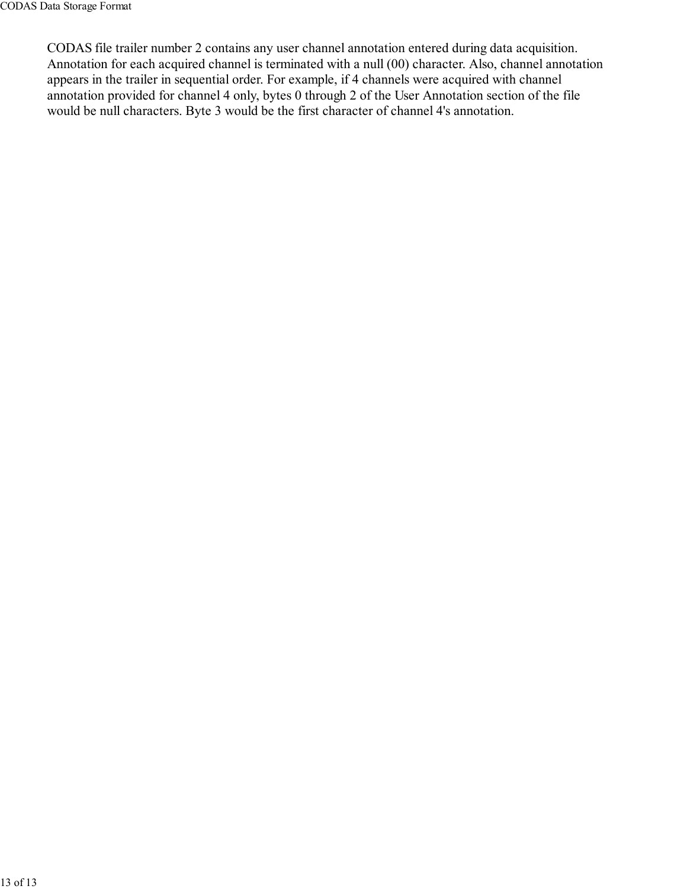CODAS file trailer number 2 contains any user channel annotation entered during data acquisition. Annotation for each acquired channel is terminated with a null (00) character. Also, channel annotation appears in the trailer in sequential order. For example, if 4 channels were acquired with channel annotation provided for channel 4 only, bytes 0 through 2 of the User Annotation section of the file would be null characters. Byte 3 would be the first character of channel 4's annotation.